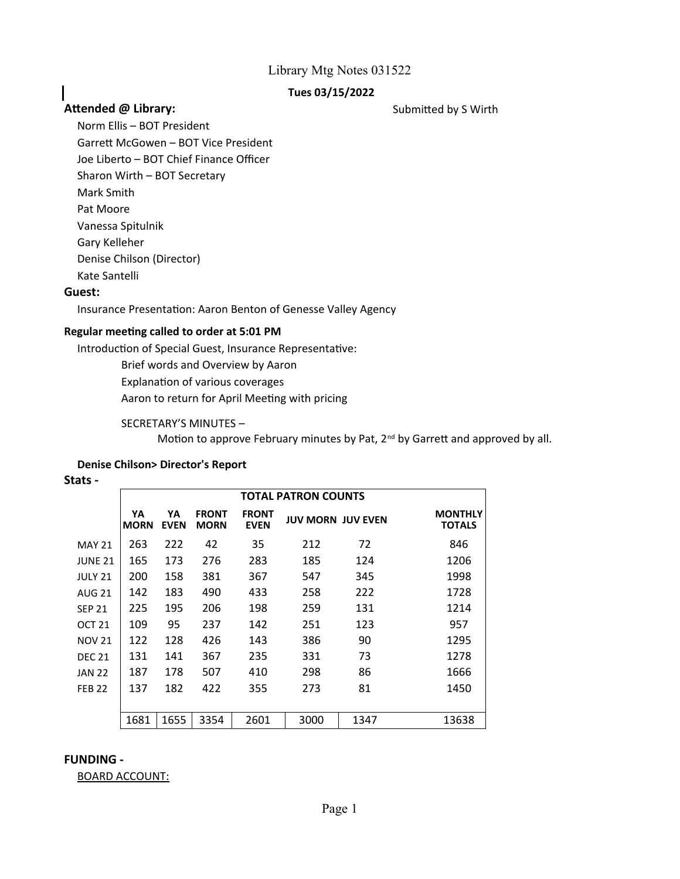# Library Mtg Notes 031522

**Tues 03/15/2022**

**Attended @ Library:** Submitted by S Wirth

- Norm Ellis – BOT President
- Garrett McGowen – BOT Vice President
- Joe Liberto – BOT Chief Finance Officer
- Sharon Wirth – BOT Secretary
- Mark Smith
- Pat Moore
- Vanessa Spitulnik
- Gary Kelleher
- Denise Chilson (Director)
- Kate Santelli

**Guest:**

Insurance Presentation: Aaron Benton of Genesse Valley Agency

**Regular meeting called to order at 5:01 PM**

Introduction of Special Guest, Insurance Representative:

- Brief words and Overview by Aaron
- Explanation of various coverages
- Aaron to return for April Meeting with pricing

SECRETARY'S MINUTES –

Motion to approve February minutes by Pat, 2nd by Garrett and approved by all.

**Denise Chilson> Director's Report**

**Stats -**

| | TOTAL PATRON COUNTS | | | | | | |
|---|---|---|---|---|---|---|---|
| | **YA MORN** | **YA EVEN** | **FRONT MORN** | **FRONT EVEN** | **JUV MORN** | **JUV EVEN** | **MONTHLY TOTALS** |
| MAY 21 | 263 | 222 | 42 | 35 | 212 | 72 | 846 |
| JUNE 21 | 165 | 173 | 276 | 283 | 185 | 124 | 1206 |
| JULY 21 | 200 | 158 | 381 | 367 | 547 | 345 | 1998 |
| AUG 21 | 142 | 183 | 490 | 433 | 258 | 222 | 1728 |
| SEP 21 | 225 | 195 | 206 | 198 | 259 | 131 | 1214 |
| OCT 21 | 109 | 95 | 237 | 142 | 251 | 123 | 957 |
| NOV 21 | 122 | 128 | 426 | 143 | 386 | 90 | 1295 |
| DEC 21 | 131 | 141 | 367 | 235 | 331 | 73 | 1278 |
| JAN 22 | 187 | 178 | 507 | 410 | 298 | 86 | 1666 |
| FEB 22 | 137 | 182 | 422 | 355 | 273 | 81 | 1450 |
| | 1681 | 1655 | 3354 | 2601 | 3000 | 1347 | 13638 |

**FUNDING -**

BOARD ACCOUNT: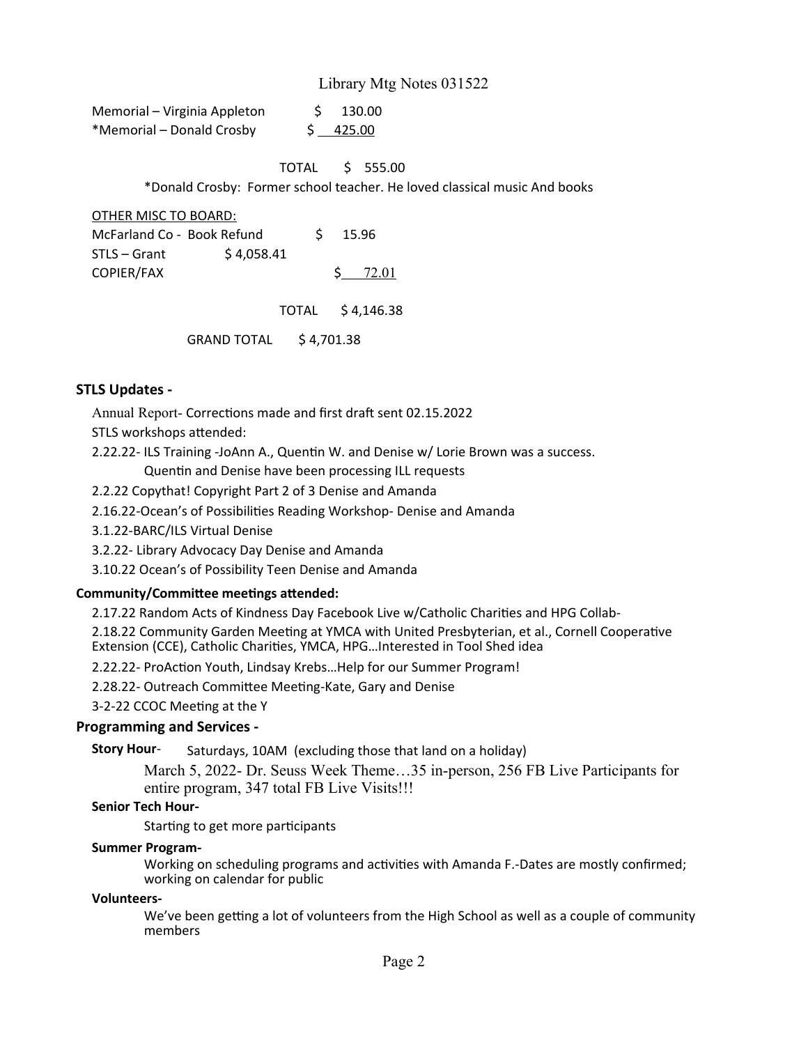Library Mtg Notes 031522

| | |
|---|---|
| Memorial – Virginia Appleton | $ 130.00 |
| *Memorial – Donald Crosby | $ 425.00 |
| TOTAL | $ 555.00 |

*Donald Crosby: Former school teacher. He loved classical music And books

OTHER MISC TO BOARD:

| | | |
|---|---|---|
| McFarland Co - Book Refund | | $ 15.96 |
| STLS – Grant | $ 4,058.41 | |
| COPIER/FAX | | $ 72.01 |
| TOTAL | | $ 4,146.38 |

GRAND TOTAL $ 4,701.38

## STLS Updates -

Annual Report- Corrections made and first draft sent 02.15.2022

STLS workshops attended:

2.22.22- ILS Training -JoAnn A., Quentin W. and Denise w/ Lorie Brown was a success.
Quentin and Denise have been processing ILL requests

2.2.22 Copythat! Copyright Part 2 of 3 Denise and Amanda

2.16.22-Ocean's of Possibilities Reading Workshop- Denise and Amanda

3.1.22-BARC/ILS Virtual Denise

3.2.22- Library Advocacy Day Denise and Amanda

3.10.22 Ocean's of Possibility Teen Denise and Amanda

### Community/Committee meetings attended:

2.17.22 Random Acts of Kindness Day Facebook Live w/Catholic Charities and HPG Collab-

2.18.22 Community Garden Meeting at YMCA with United Presbyterian, et al., Cornell Cooperative Extension (CCE), Catholic Charities, YMCA, HPG…Interested in Tool Shed idea

2.22.22- ProAction Youth, Lindsay Krebs…Help for our Summer Program!

2.28.22- Outreach Committee Meeting-Kate, Gary and Denise

3-2-22 CCOC Meeting at the Y

## Programming and Services -

**Story Hour**- Saturdays, 10AM (excluding those that land on a holiday)

March 5, 2022- Dr. Seuss Week Theme…35 in-person, 256 FB Live Participants for entire program, 347 total FB Live Visits!!!

**Senior Tech Hour-**

Starting to get more participants

**Summer Program-**

Working on scheduling programs and activities with Amanda F.-Dates are mostly confirmed; working on calendar for public

**Volunteers-**

We've been getting a lot of volunteers from the High School as well as a couple of community members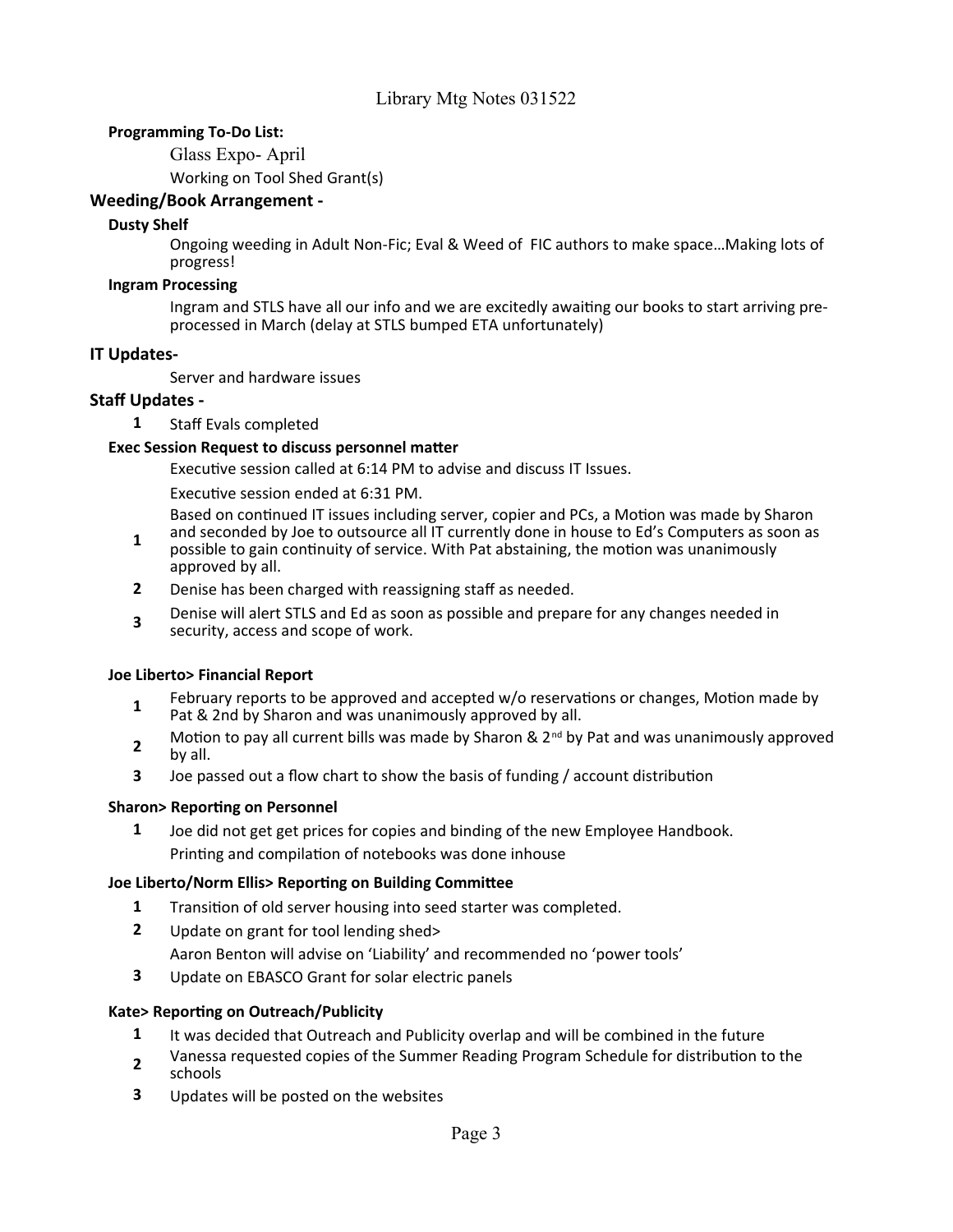# Library Mtg Notes 031522

**Programming To-Do List:**

Glass Expo- April

Working on Tool Shed Grant(s)

## Weeding/Book Arrangement -

**Dusty Shelf**

Ongoing weeding in Adult Non-Fic; Eval & Weed of FIC authors to make space…Making lots of progress!

**Ingram Processing**

Ingram and STLS have all our info and we are excitedly awaiting our books to start arriving pre-processed in March (delay at STLS bumped ETA unfortunately)

## IT Updates-

Server and hardware issues

## Staff Updates -

1. Staff Evals completed

**Exec Session Request to discuss personnel matter**

Executive session called at 6:14 PM to advise and discuss IT Issues.

Executive session ended at 6:31 PM.

1. Based on continued IT issues including server, copier and PCs, a Motion was made by Sharon and seconded by Joe to outsource all IT currently done in house to Ed's Computers as soon as possible to gain continuity of service. With Pat abstaining, the motion was unanimously approved by all.
2. Denise has been charged with reassigning staff as needed.
3. Denise will alert STLS and Ed as soon as possible and prepare for any changes needed in security, access and scope of work.

**Joe Liberto> Financial Report**

1. February reports to be approved and accepted w/o reservations or changes, Motion made by Pat & 2nd by Sharon and was unanimously approved by all.
2. Motion to pay all current bills was made by Sharon & 2nd by Pat and was unanimously approved by all.
3. Joe passed out a flow chart to show the basis of funding / account distribution

**Sharon> Reporting on Personnel**

1. Joe did not get get prices for copies and binding of the new Employee Handbook.
   Printing and compilation of notebooks was done inhouse

**Joe Liberto/Norm Ellis> Reporting on Building Committee**

1. Transition of old server housing into seed starter was completed.
2. Update on grant for tool lending shed>
   Aaron Benton will advise on 'Liability' and recommended no 'power tools'
3. Update on EBASCO Grant for solar electric panels

**Kate> Reporting on Outreach/Publicity**

1. It was decided that Outreach and Publicity overlap and will be combined in the future
2. Vanessa requested copies of the Summer Reading Program Schedule for distribution to the schools
3. Updates will be posted on the websites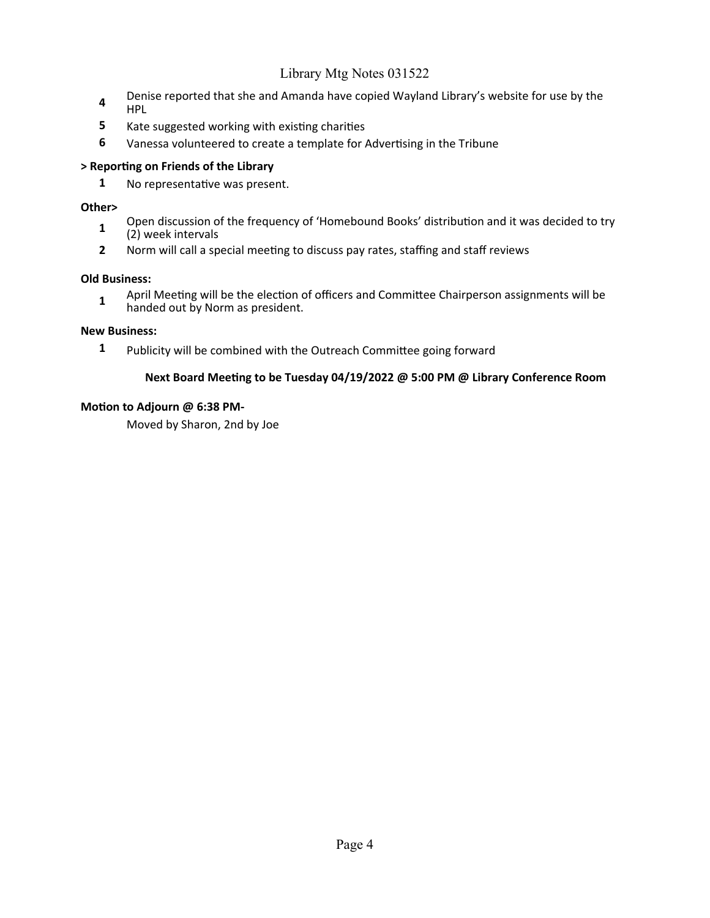4. Denise reported that she and Amanda have copied Wayland Library's website for use by the HPL
5. Kate suggested working with existing charities
6. Vanessa volunteered to create a template for Advertising in the Tribune

**> Reporting on Friends of the Library**

1. No representative was present.

**Other>**

1. Open discussion of the frequency of 'Homebound Books' distribution and it was decided to try (2) week intervals
2. Norm will call a special meeting to discuss pay rates, staffing and staff reviews

**Old Business:**

1. April Meeting will be the election of officers and Committee Chairperson assignments will be handed out by Norm as president.

**New Business:**

1. Publicity will be combined with the Outreach Committee going forward

**Next Board Meeting to be Tuesday 04/19/2022 @ 5:00 PM @ Library Conference Room**

**Motion to Adjourn @ 6:38 PM-**

Moved by Sharon, 2nd by Joe